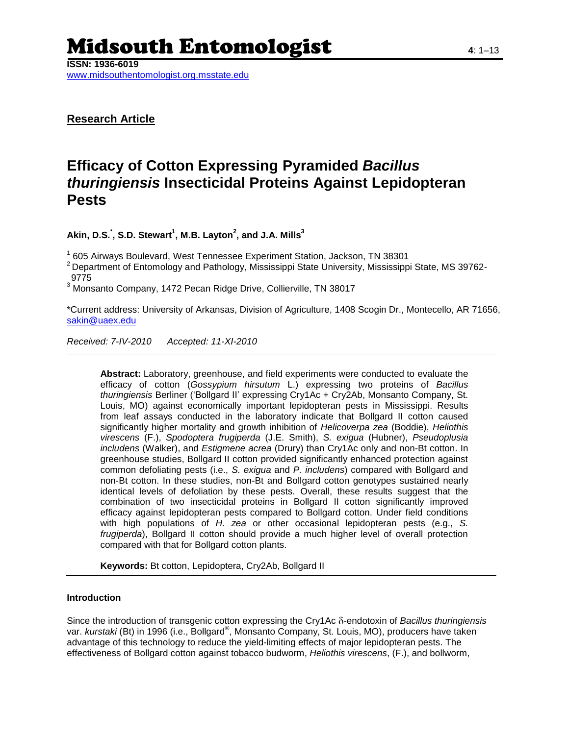# Midsouth Entomologist

**ISSN: 1936-6019**
www.midsouthentomologist.org.msstate.edu

**Research Article**

## Efficacy of Cotton Expressing Pyramided *Bacillus thuringiensis* Insecticidal Proteins Against Lepidopteran Pests

**Akin, D.S.[*], S.D. Stewart[1], M.B. Layton[2], and J.A. Mills[3]**

[1] 605 Airways Boulevard, West Tennessee Experiment Station, Jackson, TN 38301
[2] Department of Entomology and Pathology, Mississippi State University, Mississippi State, MS 39762-9775
[3] Monsanto Company, 1472 Pecan Ridge Drive, Collierville, TN 38017

*Current address: University of Arkansas, Division of Agriculture, 1408 Scogin Dr., Montecello, AR 71656, sakin@uaex.edu

*Received: 7-IV-2010 Accepted: 11-XI-2010*

---

**Abstract:** Laboratory, greenhouse, and field experiments were conducted to evaluate the efficacy of cotton (*Gossypium hirsutum* L.) expressing two proteins of *Bacillus thuringiensis* Berliner ('Bollgard II' expressing Cry1Ac + Cry2Ab, Monsanto Company, St. Louis, MO) against economically important lepidopteran pests in Mississippi. Results from leaf assays conducted in the laboratory indicate that Bollgard II cotton caused significantly higher mortality and growth inhibition of *Helicoverpa zea* (Boddie), *Heliothis virescens* (F.), *Spodoptera frugiperda* (J.E. Smith), *S. exigua* (Hubner), *Pseudoplusia includens* (Walker), and *Estigmene acrea* (Drury) than Cry1Ac only and non-Bt cotton. In greenhouse studies, Bollgard II cotton provided significantly enhanced protection against common defoliating pests (i.e., *S. exigua* and *P. includens*) compared with Bollgard and non-Bt cotton. In these studies, non-Bt and Bollgard cotton genotypes sustained nearly identical levels of defoliation by these pests. Overall, these results suggest that the combination of two insecticidal proteins in Bollgard II cotton significantly improved efficacy against lepidopteran pests compared to Bollgard cotton. Under field conditions with high populations of *H. zea* or other occasional lepidopteran pests (e.g., *S. frugiperda*), Bollgard II cotton should provide a much higher level of overall protection compared with that for Bollgard cotton plants.

**Keywords:** Bt cotton, Lepidoptera, Cry2Ab, Bollgard II

---

### Introduction

Since the introduction of transgenic cotton expressing the Cry1Ac $\delta$-endotoxin of *Bacillus thuringiensis* var. *kurstaki* (Bt) in 1996 (i.e., Bollgard®, Monsanto Company, St. Louis, MO), producers have taken advantage of this technology to reduce the yield-limiting effects of major lepidopteran pests. The effectiveness of Bollgard cotton against tobacco budworm, *Heliothis virescens*, (F.), and bollworm,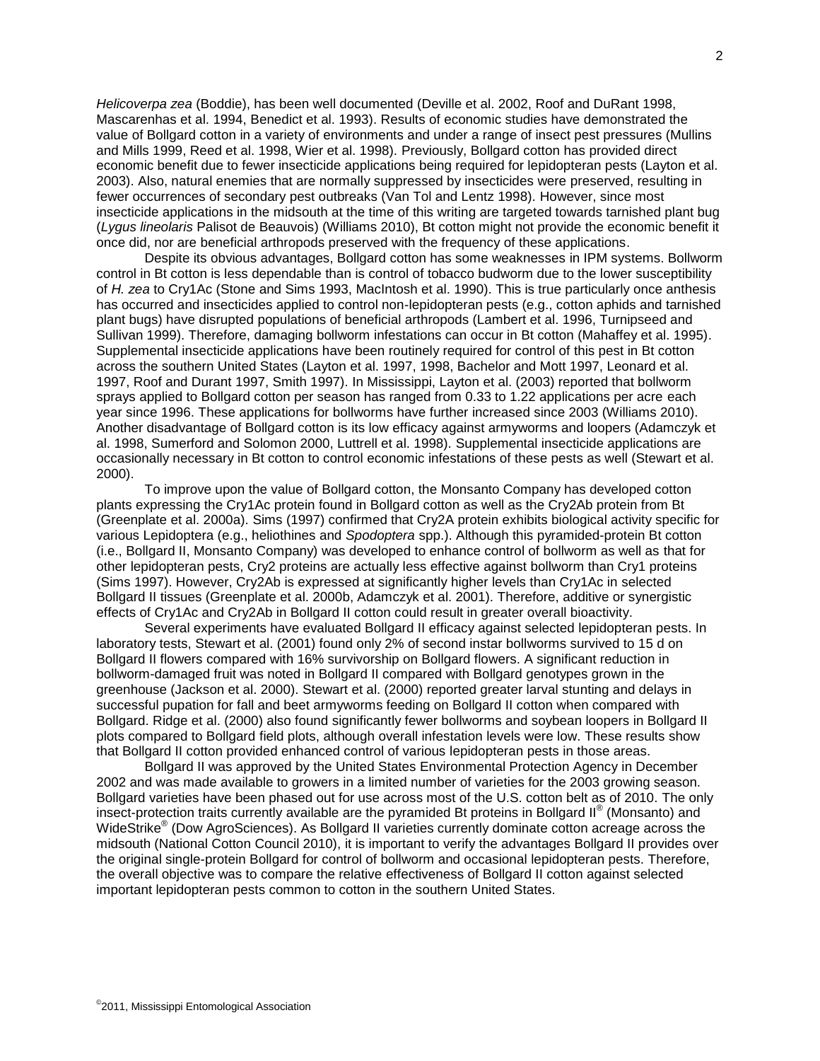*Helicoverpa zea* (Boddie), has been well documented (Deville et al. 2002, Roof and DuRant 1998, Mascarenhas et al. 1994, Benedict et al. 1993). Results of economic studies have demonstrated the value of Bollgard cotton in a variety of environments and under a range of insect pest pressures (Mullins and Mills 1999, Reed et al. 1998, Wier et al. 1998). Previously, Bollgard cotton has provided direct economic benefit due to fewer insecticide applications being required for lepidopteran pests (Layton et al. 2003). Also, natural enemies that are normally suppressed by insecticides were preserved, resulting in fewer occurrences of secondary pest outbreaks (Van Tol and Lentz 1998). However, since most insecticide applications in the midsouth at the time of this writing are targeted towards tarnished plant bug (*Lygus lineolaris* Palisot de Beauvois) (Williams 2010), Bt cotton might not provide the economic benefit it once did, nor are beneficial arthropods preserved with the frequency of these applications.

Despite its obvious advantages, Bollgard cotton has some weaknesses in IPM systems. Bollworm control in Bt cotton is less dependable than is control of tobacco budworm due to the lower susceptibility of *H. zea* to Cry1Ac (Stone and Sims 1993, MacIntosh et al. 1990). This is true particularly once anthesis has occurred and insecticides applied to control non-lepidopteran pests (e.g., cotton aphids and tarnished plant bugs) have disrupted populations of beneficial arthropods (Lambert et al. 1996, Turnipseed and Sullivan 1999). Therefore, damaging bollworm infestations can occur in Bt cotton (Mahaffey et al. 1995). Supplemental insecticide applications have been routinely required for control of this pest in Bt cotton across the southern United States (Layton et al. 1997, 1998, Bachelor and Mott 1997, Leonard et al. 1997, Roof and Durant 1997, Smith 1997). In Mississippi, Layton et al. (2003) reported that bollworm sprays applied to Bollgard cotton per season has ranged from 0.33 to 1.22 applications per acre each year since 1996. These applications for bollworms have further increased since 2003 (Williams 2010). Another disadvantage of Bollgard cotton is its low efficacy against armyworms and loopers (Adamczyk et al. 1998, Sumerford and Solomon 2000, Luttrell et al. 1998). Supplemental insecticide applications are occasionally necessary in Bt cotton to control economic infestations of these pests as well (Stewart et al. 2000).

To improve upon the value of Bollgard cotton, the Monsanto Company has developed cotton plants expressing the Cry1Ac protein found in Bollgard cotton as well as the Cry2Ab protein from Bt (Greenplate et al. 2000a). Sims (1997) confirmed that Cry2A protein exhibits biological activity specific for various Lepidoptera (e.g., heliothines and *Spodoptera* spp.). Although this pyramided-protein Bt cotton (i.e., Bollgard II, Monsanto Company) was developed to enhance control of bollworm as well as that for other lepidopteran pests, Cry2 proteins are actually less effective against bollworm than Cry1 proteins (Sims 1997). However, Cry2Ab is expressed at significantly higher levels than Cry1Ac in selected Bollgard II tissues (Greenplate et al. 2000b, Adamczyk et al. 2001). Therefore, additive or synergistic effects of Cry1Ac and Cry2Ab in Bollgard II cotton could result in greater overall bioactivity.

Several experiments have evaluated Bollgard II efficacy against selected lepidopteran pests. In laboratory tests, Stewart et al. (2001) found only 2% of second instar bollworms survived to 15 d on Bollgard II flowers compared with 16% survivorship on Bollgard flowers. A significant reduction in bollworm-damaged fruit was noted in Bollgard II compared with Bollgard genotypes grown in the greenhouse (Jackson et al. 2000). Stewart et al. (2000) reported greater larval stunting and delays in successful pupation for fall and beet armyworms feeding on Bollgard II cotton when compared with Bollgard. Ridge et al. (2000) also found significantly fewer bollworms and soybean loopers in Bollgard II plots compared to Bollgard field plots, although overall infestation levels were low. These results show that Bollgard II cotton provided enhanced control of various lepidopteran pests in those areas.

Bollgard II was approved by the United States Environmental Protection Agency in December 2002 and was made available to growers in a limited number of varieties for the 2003 growing season. Bollgard varieties have been phased out for use across most of the U.S. cotton belt as of 2010. The only insect-protection traits currently available are the pyramided Bt proteins in Bollgard II® (Monsanto) and WideStrike® (Dow AgroSciences). As Bollgard II varieties currently dominate cotton acreage across the midsouth (National Cotton Council 2010), it is important to verify the advantages Bollgard II provides over the original single-protein Bollgard for control of bollworm and occasional lepidopteran pests. Therefore, the overall objective was to compare the relative effectiveness of Bollgard II cotton against selected important lepidopteran pests common to cotton in the southern United States.

©2011, Mississippi Entomological Association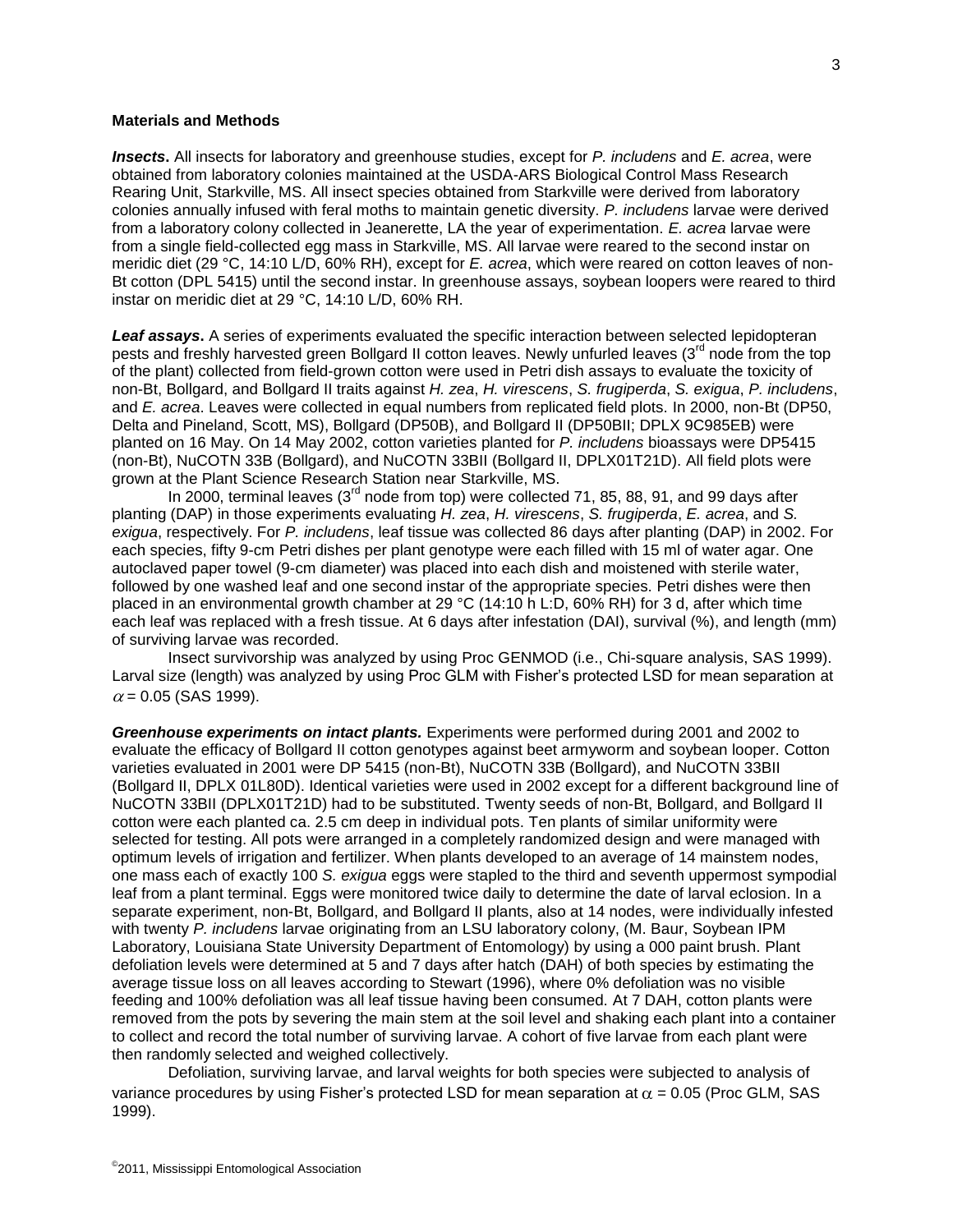## Materials and Methods

***Insects*.** All insects for laboratory and greenhouse studies, except for *P. includens* and *E. acrea*, were obtained from laboratory colonies maintained at the USDA-ARS Biological Control Mass Research Rearing Unit, Starkville, MS. All insect species obtained from Starkville were derived from laboratory colonies annually infused with feral moths to maintain genetic diversity. *P. includens* larvae were derived from a laboratory colony collected in Jeanerette, LA the year of experimentation. *E. acrea* larvae were from a single field-collected egg mass in Starkville, MS. All larvae were reared to the second instar on meridic diet (29 °C, 14:10 L/D, 60% RH), except for *E. acrea*, which were reared on cotton leaves of non-Bt cotton (DPL 5415) until the second instar. In greenhouse assays, soybean loopers were reared to third instar on meridic diet at 29 °C, 14:10 L/D, 60% RH.

***Leaf assays*.** A series of experiments evaluated the specific interaction between selected lepidopteran pests and freshly harvested green Bollgard II cotton leaves. Newly unfurled leaves (3rd node from the top of the plant) collected from field-grown cotton were used in Petri dish assays to evaluate the toxicity of non-Bt, Bollgard, and Bollgard II traits against *H. zea*, *H. virescens*, *S. frugiperda*, *S. exigua*, *P. includens*, and *E. acrea*. Leaves were collected in equal numbers from replicated field plots. In 2000, non-Bt (DP50, Delta and Pineland, Scott, MS), Bollgard (DP50B), and Bollgard II (DP50BII; DPLX 9C985EB) were planted on 16 May. On 14 May 2002, cotton varieties planted for *P. includens* bioassays were DP5415 (non-Bt), NuCOTN 33B (Bollgard), and NuCOTN 33BII (Bollgard II, DPLX01T21D). All field plots were grown at the Plant Science Research Station near Starkville, MS.

In 2000, terminal leaves (3rd node from top) were collected 71, 85, 88, 91, and 99 days after planting (DAP) in those experiments evaluating *H. zea*, *H. virescens*, *S. frugiperda*, *E. acrea*, and *S. exigua*, respectively. For *P. includens*, leaf tissue was collected 86 days after planting (DAP) in 2002. For each species, fifty 9-cm Petri dishes per plant genotype were each filled with 15 ml of water agar. One autoclaved paper towel (9-cm diameter) was placed into each dish and moistened with sterile water, followed by one washed leaf and one second instar of the appropriate species. Petri dishes were then placed in an environmental growth chamber at 29 °C (14:10 h L:D, 60% RH) for 3 d, after which time each leaf was replaced with a fresh tissue. At 6 days after infestation (DAI), survival (%), and length (mm) of surviving larvae was recorded.

Insect survivorship was analyzed by using Proc GENMOD (i.e., Chi-square analysis, SAS 1999). Larval size (length) was analyzed by using Proc GLM with Fisher's protected LSD for mean separation at $\alpha = 0.05$ (SAS 1999).

***Greenhouse experiments on intact plants.*** Experiments were performed during 2001 and 2002 to evaluate the efficacy of Bollgard II cotton genotypes against beet armyworm and soybean looper. Cotton varieties evaluated in 2001 were DP 5415 (non-Bt), NuCOTN 33B (Bollgard), and NuCOTN 33BII (Bollgard II, DPLX 01L80D). Identical varieties were used in 2002 except for a different background line of NuCOTN 33BII (DPLX01T21D) had to be substituted. Twenty seeds of non-Bt, Bollgard, and Bollgard II cotton were each planted ca. 2.5 cm deep in individual pots. Ten plants of similar uniformity were selected for testing. All pots were arranged in a completely randomized design and were managed with optimum levels of irrigation and fertilizer. When plants developed to an average of 14 mainstem nodes, one mass each of exactly 100 *S. exigua* eggs were stapled to the third and seventh uppermost sympodial leaf from a plant terminal. Eggs were monitored twice daily to determine the date of larval eclosion. In a separate experiment, non-Bt, Bollgard, and Bollgard II plants, also at 14 nodes, were individually infested with twenty *P. includens* larvae originating from an LSU laboratory colony, (M. Baur, Soybean IPM Laboratory, Louisiana State University Department of Entomology) by using a 000 paint brush. Plant defoliation levels were determined at 5 and 7 days after hatch (DAH) of both species by estimating the average tissue loss on all leaves according to Stewart (1996), where 0% defoliation was no visible feeding and 100% defoliation was all leaf tissue having been consumed. At 7 DAH, cotton plants were removed from the pots by severing the main stem at the soil level and shaking each plant into a container to collect and record the total number of surviving larvae. A cohort of five larvae from each plant were then randomly selected and weighed collectively.

Defoliation, surviving larvae, and larval weights for both species were subjected to analysis of variance procedures by using Fisher's protected LSD for mean separation at $\alpha = 0.05$ (Proc GLM, SAS 1999).

©2011, Mississippi Entomological Association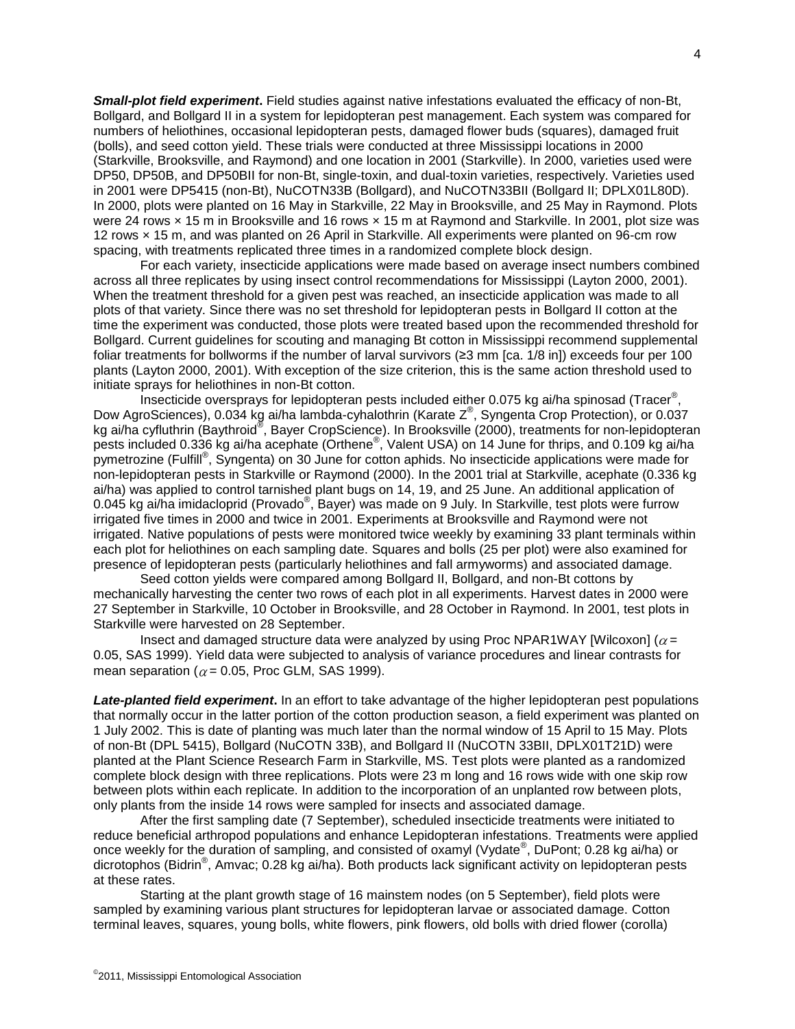***Small-plot field experiment*.** Field studies against native infestations evaluated the efficacy of non-Bt, Bollgard, and Bollgard II in a system for lepidopteran pest management. Each system was compared for numbers of heliothines, occasional lepidopteran pests, damaged flower buds (squares), damaged fruit (bolls), and seed cotton yield. These trials were conducted at three Mississippi locations in 2000 (Starkville, Brooksville, and Raymond) and one location in 2001 (Starkville). In 2000, varieties used were DP50, DP50B, and DP50BII for non-Bt, single-toxin, and dual-toxin varieties, respectively. Varieties used in 2001 were DP5415 (non-Bt), NuCOTN33B (Bollgard), and NuCOTN33BII (Bollgard II; DPLX01L80D). In 2000, plots were planted on 16 May in Starkville, 22 May in Brooksville, and 25 May in Raymond. Plots were 24 rows × 15 m in Brooksville and 16 rows × 15 m at Raymond and Starkville. In 2001, plot size was 12 rows × 15 m, and was planted on 26 April in Starkville. All experiments were planted on 96-cm row spacing, with treatments replicated three times in a randomized complete block design.

For each variety, insecticide applications were made based on average insect numbers combined across all three replicates by using insect control recommendations for Mississippi (Layton 2000, 2001). When the treatment threshold for a given pest was reached, an insecticide application was made to all plots of that variety. Since there was no set threshold for lepidopteran pests in Bollgard II cotton at the time the experiment was conducted, those plots were treated based upon the recommended threshold for Bollgard. Current guidelines for scouting and managing Bt cotton in Mississippi recommend supplemental foliar treatments for bollworms if the number of larval survivors (≥3 mm [ca. 1/8 in]) exceeds four per 100 plants (Layton 2000, 2001). With exception of the size criterion, this is the same action threshold used to initiate sprays for heliothines in non-Bt cotton.

Insecticide oversprays for lepidopteran pests included either 0.075 kg ai/ha spinosad (Tracer®, Dow AgroSciences), 0.034 kg ai/ha lambda-cyhalothrin (Karate Z®, Syngenta Crop Protection), or 0.037 kg ai/ha cyfluthrin (Baythroid®, Bayer CropScience). In Brooksville (2000), treatments for non-lepidopteran pests included 0.336 kg ai/ha acephate (Orthene®, Valent USA) on 14 June for thrips, and 0.109 kg ai/ha pymetrozine (Fulfill®, Syngenta) on 30 June for cotton aphids. No insecticide applications were made for non-lepidopteran pests in Starkville or Raymond (2000). In the 2001 trial at Starkville, acephate (0.336 kg ai/ha) was applied to control tarnished plant bugs on 14, 19, and 25 June. An additional application of 0.045 kg ai/ha imidacloprid (Provado®, Bayer) was made on 9 July. In Starkville, test plots were furrow irrigated five times in 2000 and twice in 2001. Experiments at Brooksville and Raymond were not irrigated. Native populations of pests were monitored twice weekly by examining 33 plant terminals within each plot for heliothines on each sampling date. Squares and bolls (25 per plot) were also examined for presence of lepidopteran pests (particularly heliothines and fall armyworms) and associated damage.

Seed cotton yields were compared among Bollgard II, Bollgard, and non-Bt cottons by mechanically harvesting the center two rows of each plot in all experiments. Harvest dates in 2000 were 27 September in Starkville, 10 October in Brooksville, and 28 October in Raymond. In 2001, test plots in Starkville were harvested on 28 September.

Insect and damaged structure data were analyzed by using Proc NPAR1WAY [Wilcoxon] ($\alpha$ = 0.05, SAS 1999). Yield data were subjected to analysis of variance procedures and linear contrasts for mean separation ($\alpha$ = 0.05, Proc GLM, SAS 1999).

***Late-planted field experiment*.** In an effort to take advantage of the higher lepidopteran pest populations that normally occur in the latter portion of the cotton production season, a field experiment was planted on 1 July 2002. This is date of planting was much later than the normal window of 15 April to 15 May. Plots of non-Bt (DPL 5415), Bollgard (NuCOTN 33B), and Bollgard II (NuCOTN 33BII, DPLX01T21D) were planted at the Plant Science Research Farm in Starkville, MS. Test plots were planted as a randomized complete block design with three replications. Plots were 23 m long and 16 rows wide with one skip row between plots within each replicate. In addition to the incorporation of an unplanted row between plots, only plants from the inside 14 rows were sampled for insects and associated damage.

After the first sampling date (7 September), scheduled insecticide treatments were initiated to reduce beneficial arthropod populations and enhance Lepidopteran infestations. Treatments were applied once weekly for the duration of sampling, and consisted of oxamyl (Vydate®, DuPont; 0.28 kg ai/ha) or dicrotophos (Bidrin®, Amvac; 0.28 kg ai/ha). Both products lack significant activity on lepidopteran pests at these rates.

Starting at the plant growth stage of 16 mainstem nodes (on 5 September), field plots were sampled by examining various plant structures for lepidopteran larvae or associated damage. Cotton terminal leaves, squares, young bolls, white flowers, pink flowers, old bolls with dried flower (corolla)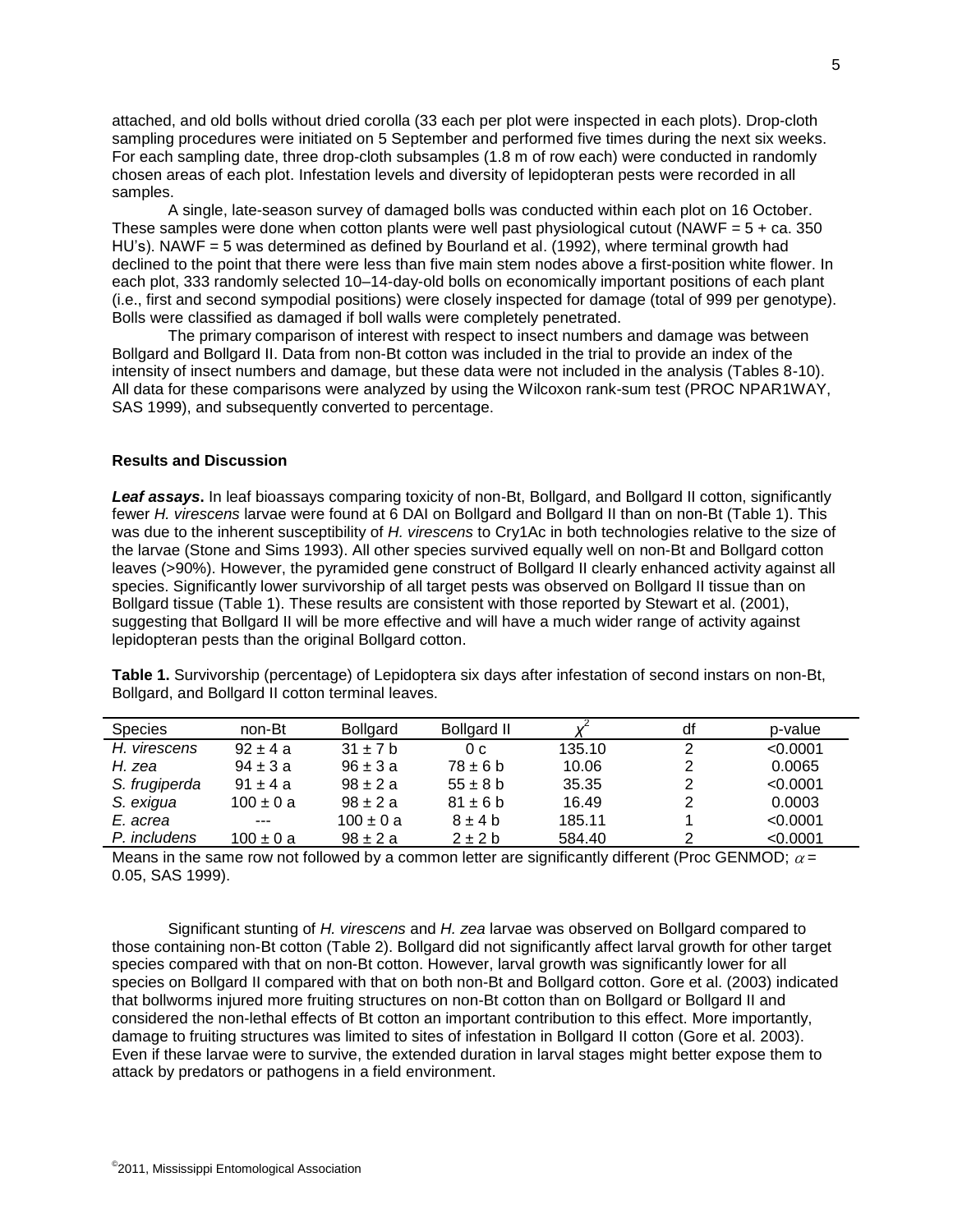attached, and old bolls without dried corolla (33 each per plot were inspected in each plots). Drop-cloth sampling procedures were initiated on 5 September and performed five times during the next six weeks. For each sampling date, three drop-cloth subsamples (1.8 m of row each) were conducted in randomly chosen areas of each plot. Infestation levels and diversity of lepidopteran pests were recorded in all samples.

A single, late-season survey of damaged bolls was conducted within each plot on 16 October. These samples were done when cotton plants were well past physiological cutout (NAWF = 5 + ca. 350 HU's). NAWF = 5 was determined as defined by Bourland et al. (1992), where terminal growth had declined to the point that there were less than five main stem nodes above a first-position white flower. In each plot, 333 randomly selected 10–14-day-old bolls on economically important positions of each plant (i.e., first and second sympodial positions) were closely inspected for damage (total of 999 per genotype). Bolls were classified as damaged if boll walls were completely penetrated.

The primary comparison of interest with respect to insect numbers and damage was between Bollgard and Bollgard II. Data from non-Bt cotton was included in the trial to provide an index of the intensity of insect numbers and damage, but these data were not included in the analysis (Tables 8-10). All data for these comparisons were analyzed by using the Wilcoxon rank-sum test (PROC NPAR1WAY, SAS 1999), and subsequently converted to percentage.

## Results and Discussion

***Leaf assays*.** In leaf bioassays comparing toxicity of non-Bt, Bollgard, and Bollgard II cotton, significantly fewer *H. virescens* larvae were found at 6 DAI on Bollgard and Bollgard II than on non-Bt (Table 1). This was due to the inherent susceptibility of *H. virescens* to Cry1Ac in both technologies relative to the size of the larvae (Stone and Sims 1993). All other species survived equally well on non-Bt and Bollgard cotton leaves (>90%). However, the pyramided gene construct of Bollgard II clearly enhanced activity against all species. Significantly lower survivorship of all target pests was observed on Bollgard II tissue than on Bollgard tissue (Table 1). These results are consistent with those reported by Stewart et al. (2001), suggesting that Bollgard II will be more effective and will have a much wider range of activity against lepidopteran pests than the original Bollgard cotton.

**Table 1.** Survivorship (percentage) of Lepidoptera six days after infestation of second instars on non-Bt, Bollgard, and Bollgard II cotton terminal leaves.

| Species | non-Bt | Bollgard | Bollgard II | $\chi^2$ | df | p-value |
|---|---|---|---|---|---|---|
| *H. virescens* | 92 ± 4 a | 31 ± 7 b | 0 c | 135.10 | 2 | <0.0001 |
| *H. zea* | 94 ± 3 a | 96 ± 3 a | 78 ± 6 b | 10.06 | 2 | 0.0065 |
| *S. frugiperda* | 91 ± 4 a | 98 ± 2 a | 55 ± 8 b | 35.35 | 2 | <0.0001 |
| *S. exigua* | 100 ± 0 a | 98 ± 2 a | 81 ± 6 b | 16.49 | 2 | 0.0003 |
| *E. acrea* | --- | 100 ± 0 a | 8 ± 4 b | 185.11 | 1 | <0.0001 |
| *P. includens* | 100 ± 0 a | 98 ± 2 a | 2 ± 2 b | 584.40 | 2 | <0.0001 |

Means in the same row not followed by a common letter are significantly different (Proc GENMOD; $\alpha$ = 0.05, SAS 1999).

Significant stunting of *H. virescens* and *H. zea* larvae was observed on Bollgard compared to those containing non-Bt cotton (Table 2). Bollgard did not significantly affect larval growth for other target species compared with that on non-Bt cotton. However, larval growth was significantly lower for all species on Bollgard II compared with that on both non-Bt and Bollgard cotton. Gore et al. (2003) indicated that bollworms injured more fruiting structures on non-Bt cotton than on Bollgard or Bollgard II and considered the non-lethal effects of Bt cotton an important contribution to this effect. More importantly, damage to fruiting structures was limited to sites of infestation in Bollgard II cotton (Gore et al. 2003). Even if these larvae were to survive, the extended duration in larval stages might better expose them to attack by predators or pathogens in a field environment.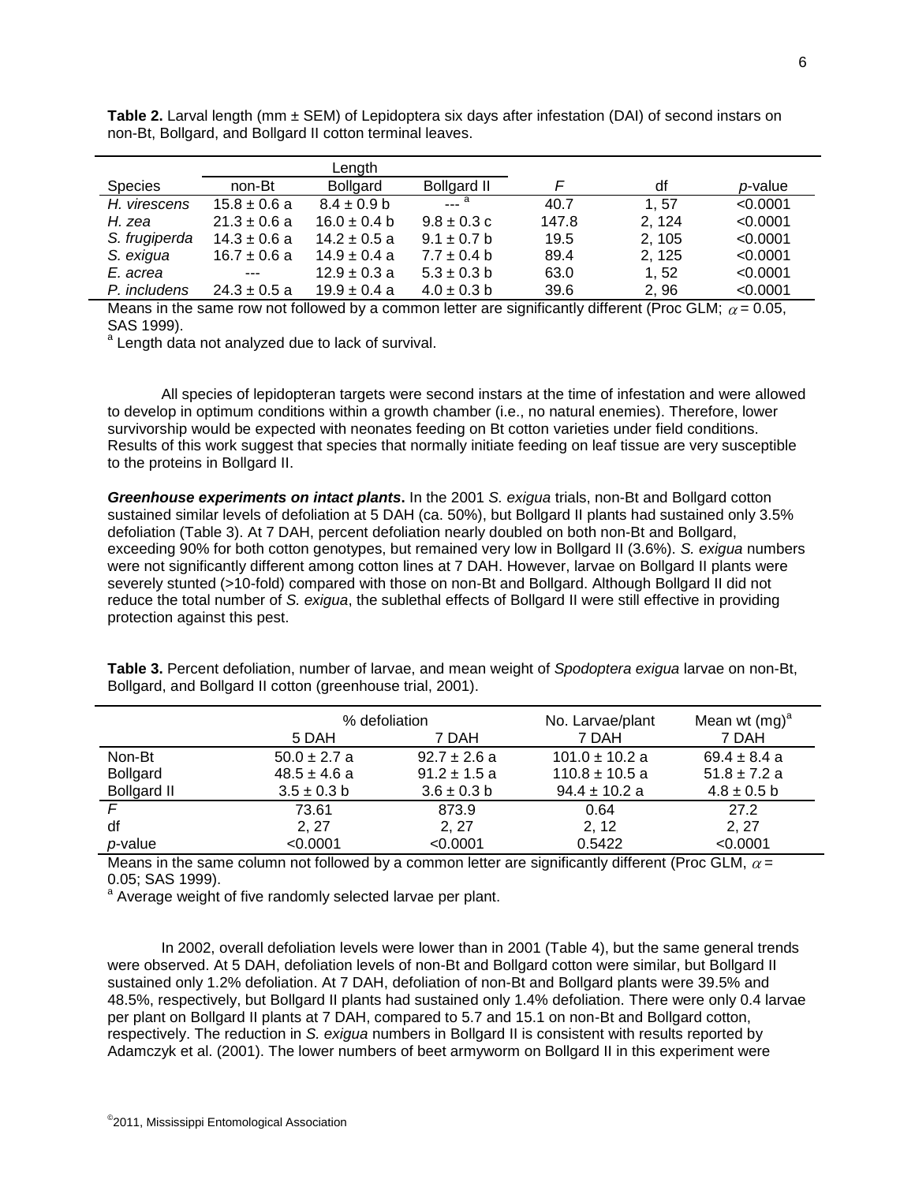**Table 2.** Larval length (mm ± SEM) of Lepidoptera six days after infestation (DAI) of second instars on non-Bt, Bollgard, and Bollgard II cotton terminal leaves.

| | Length | | | | | |
|---|---|---|---|---|---|---|
| Species | non-Bt | Bollgard | Bollgard II | *F* | df | *p*-value |
| *H. virescens* | 15.8 ± 0.6 a | 8.4 ± 0.9 b | --- [a] | 40.7 | 1, 57 | <0.0001 |
| *H. zea* | 21.3 ± 0.6 a | 16.0 ± 0.4 b | 9.8 ± 0.3 c | 147.8 | 2, 124 | <0.0001 |
| *S. frugiperda* | 14.3 ± 0.6 a | 14.2 ± 0.5 a | 9.1 ± 0.7 b | 19.5 | 2, 105 | <0.0001 |
| *S. exigua* | 16.7 ± 0.6 a | 14.9 ± 0.4 a | 7.7 ± 0.4 b | 89.4 | 2, 125 | <0.0001 |
| *E. acrea* | --- | 12.9 ± 0.3 a | 5.3 ± 0.3 b | 63.0 | 1, 52 | <0.0001 |
| *P. includens* | 24.3 ± 0.5 a | 19.9 ± 0.4 a | 4.0 ± 0.3 b | 39.6 | 2, 96 | <0.0001 |

Means in the same row not followed by a common letter are significantly different (Proc GLM; $\alpha = 0.05$, SAS 1999).

[a] Length data not analyzed due to lack of survival.

All species of lepidopteran targets were second instars at the time of infestation and were allowed to develop in optimum conditions within a growth chamber (i.e., no natural enemies). Therefore, lower survivorship would be expected with neonates feeding on Bt cotton varieties under field conditions. Results of this work suggest that species that normally initiate feeding on leaf tissue are very susceptible to the proteins in Bollgard II.

***Greenhouse experiments on intact plants*.** In the 2001 *S. exigua* trials, non-Bt and Bollgard cotton sustained similar levels of defoliation at 5 DAH (ca. 50%), but Bollgard II plants had sustained only 3.5% defoliation (Table 3). At 7 DAH, percent defoliation nearly doubled on both non-Bt and Bollgard, exceeding 90% for both cotton genotypes, but remained very low in Bollgard II (3.6%). *S. exigua* numbers were not significantly different among cotton lines at 7 DAH. However, larvae on Bollgard II plants were severely stunted (>10-fold) compared with those on non-Bt and Bollgard. Although Bollgard II did not reduce the total number of *S. exigua*, the sublethal effects of Bollgard II were still effective in providing protection against this pest.

**Table 3.** Percent defoliation, number of larvae, and mean weight of *Spodoptera exigua* larvae on non-Bt, Bollgard, and Bollgard II cotton (greenhouse trial, 2001).

| | % defoliation | | No. Larvae/plant | Mean wt (mg)[a] |
|---|---|---|---|---|
| | 5 DAH | 7 DAH | 7 DAH | 7 DAH |
| Non-Bt | 50.0 ± 2.7 a | 92.7 ± 2.6 a | 101.0 ± 10.2 a | 69.4 ± 8.4 a |
| Bollgard | 48.5 ± 4.6 a | 91.2 ± 1.5 a | 110.8 ± 10.5 a | 51.8 ± 7.2 a |
| Bollgard II | 3.5 ± 0.3 b | 3.6 ± 0.3 b | 94.4 ± 10.2 a | 4.8 ± 0.5 b |
| *F* | 73.61 | 873.9 | 0.64 | 27.2 |
| df | 2, 27 | 2, 27 | 2, 12 | 2, 27 |
| *p*-value | <0.0001 | <0.0001 | 0.5422 | <0.0001 |

Means in the same column not followed by a common letter are significantly different (Proc GLM, $\alpha = 0.05$; SAS 1999).

[a] Average weight of five randomly selected larvae per plant.

In 2002, overall defoliation levels were lower than in 2001 (Table 4), but the same general trends were observed. At 5 DAH, defoliation levels of non-Bt and Bollgard cotton were similar, but Bollgard II sustained only 1.2% defoliation. At 7 DAH, defoliation of non-Bt and Bollgard plants were 39.5% and 48.5%, respectively, but Bollgard II plants had sustained only 1.4% defoliation. There were only 0.4 larvae per plant on Bollgard II plants at 7 DAH, compared to 5.7 and 15.1 on non-Bt and Bollgard cotton, respectively. The reduction in *S. exigua* numbers in Bollgard II is consistent with results reported by Adamczyk et al. (2001). The lower numbers of beet armyworm on Bollgard II in this experiment were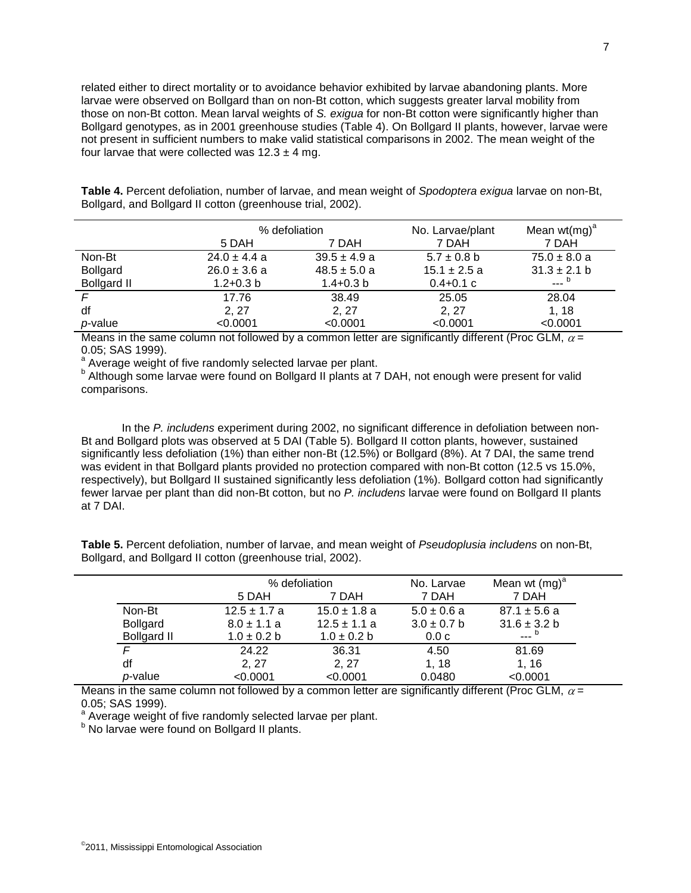related either to direct mortality or to avoidance behavior exhibited by larvae abandoning plants. More larvae were observed on Bollgard than on non-Bt cotton, which suggests greater larval mobility from those on non-Bt cotton. Mean larval weights of *S. exigua* for non-Bt cotton were significantly higher than Bollgard genotypes, as in 2001 greenhouse studies (Table 4). On Bollgard II plants, however, larvae were not present in sufficient numbers to make valid statistical comparisons in 2002. The mean weight of the four larvae that were collected was 12.3 ± 4 mg.

**Table 4.** Percent defoliation, number of larvae, and mean weight of *Spodoptera exigua* larvae on non-Bt, Bollgard, and Bollgard II cotton (greenhouse trial, 2002).

| | % defoliation | | No. Larvae/plant | Mean wt(mg)[a] |
|---|---|---|---|---|
| | 5 DAH | 7 DAH | 7 DAH | 7 DAH |
| Non-Bt | 24.0 ± 4.4 a | 39.5 ± 4.9 a | 5.7 ± 0.8 b | 75.0 ± 8.0 a |
| Bollgard | 26.0 ± 3.6 a | 48.5 ± 5.0 a | 15.1 ± 2.5 a | 31.3 ± 2.1 b |
| Bollgard II | 1.2+0.3 b | 1.4+0.3 b | 0.4+0.1 c | ---[b] |
| *F* | 17.76 | 38.49 | 25.05 | 28.04 |
| df | 2, 27 | 2, 27 | 2, 27 | 1, 18 |
| *p*-value | <0.0001 | <0.0001 | <0.0001 | <0.0001 |

Means in the same column not followed by a common letter are significantly different (Proc GLM, $\alpha$ = 0.05; SAS 1999).
[a] Average weight of five randomly selected larvae per plant.
[b] Although some larvae were found on Bollgard II plants at 7 DAH, not enough were present for valid comparisons.

In the *P. includens* experiment during 2002, no significant difference in defoliation between non-Bt and Bollgard plots was observed at 5 DAI (Table 5). Bollgard II cotton plants, however, sustained significantly less defoliation (1%) than either non-Bt (12.5%) or Bollgard (8%). At 7 DAI, the same trend was evident in that Bollgard plants provided no protection compared with non-Bt cotton (12.5 vs 15.0%, respectively), but Bollgard II sustained significantly less defoliation (1%). Bollgard cotton had significantly fewer larvae per plant than did non-Bt cotton, but no *P. includens* larvae were found on Bollgard II plants at 7 DAI.

**Table 5.** Percent defoliation, number of larvae, and mean weight of *Pseudoplusia includens* on non-Bt, Bollgard, and Bollgard II cotton (greenhouse trial, 2002).

| | % defoliation | | No. Larvae | Mean wt (mg)[a] |
|---|---|---|---|---|
| | 5 DAH | 7 DAH | 7 DAH | 7 DAH |
| Non-Bt | 12.5 ± 1.7 a | 15.0 ± 1.8 a | 5.0 ± 0.6 a | 87.1 ± 5.6 a |
| Bollgard | 8.0 ± 1.1 a | 12.5 ± 1.1 a | 3.0 ± 0.7 b | 31.6 ± 3.2 b |
| Bollgard II | 1.0 ± 0.2 b | 1.0 ± 0.2 b | 0.0 c | ---[b] |
| *F* | 24.22 | 36.31 | 4.50 | 81.69 |
| df | 2, 27 | 2, 27 | 1, 18 | 1, 16 |
| *p*-value | <0.0001 | <0.0001 | 0.0480 | <0.0001 |

Means in the same column not followed by a common letter are significantly different (Proc GLM, $\alpha$ = 0.05; SAS 1999).
[a] Average weight of five randomly selected larvae per plant.
[b] No larvae were found on Bollgard II plants.

©2011, Mississippi Entomological Association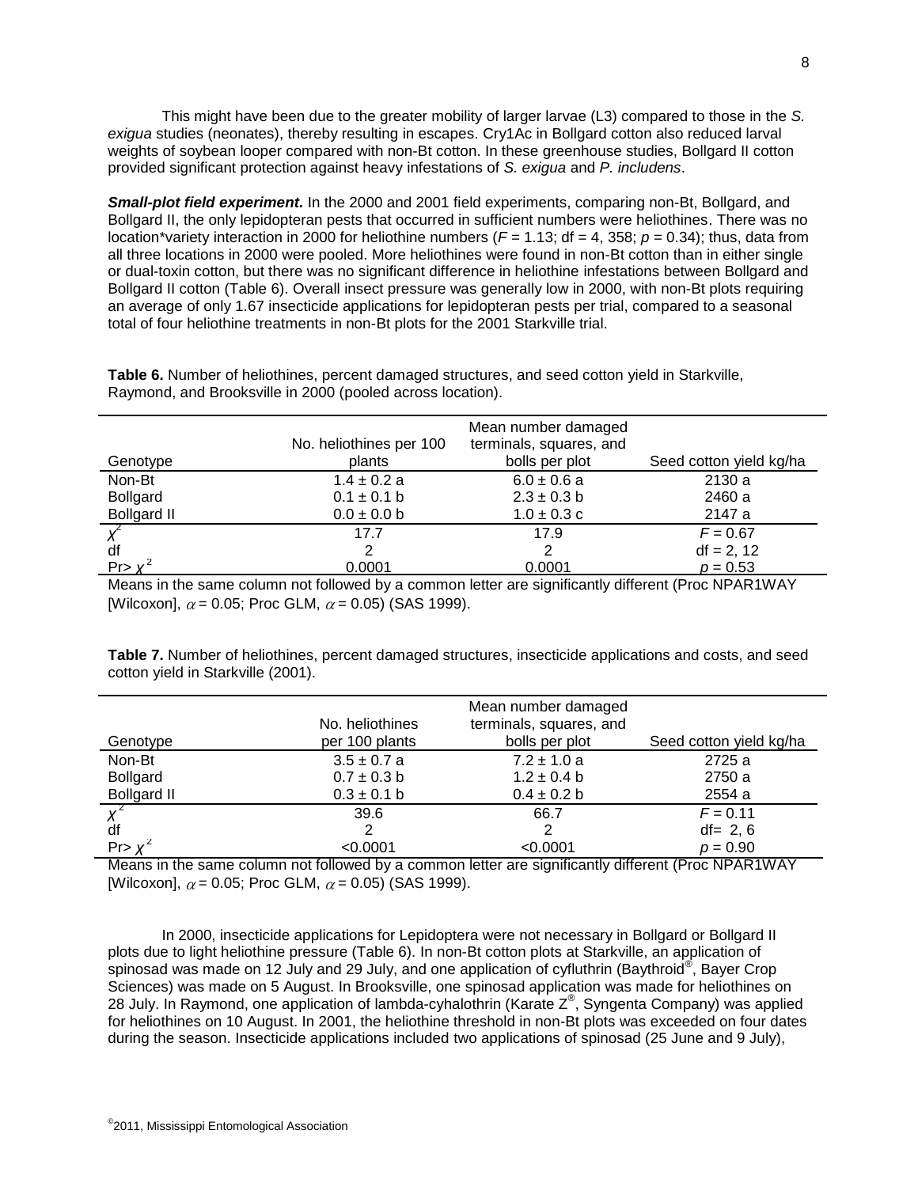This might have been due to the greater mobility of larger larvae (L3) compared to those in the *S. exigua* studies (neonates), thereby resulting in escapes. Cry1Ac in Bollgard cotton also reduced larval weights of soybean looper compared with non-Bt cotton. In these greenhouse studies, Bollgard II cotton provided significant protection against heavy infestations of *S. exigua* and *P. includens*.

***Small-plot field experiment.*** In the 2000 and 2001 field experiments, comparing non-Bt, Bollgard, and Bollgard II, the only lepidopteran pests that occurred in sufficient numbers were heliothines. There was no location*variety interaction in 2000 for heliothine numbers ($F$ = 1.13; df = 4, 358; $p$ = 0.34); thus, data from all three locations in 2000 were pooled. More heliothines were found in non-Bt cotton than in either single or dual-toxin cotton, but there was no significant difference in heliothine infestations between Bollgard and Bollgard II cotton (Table 6). Overall insect pressure was generally low in 2000, with non-Bt plots requiring an average of only 1.67 insecticide applications for lepidopteran pests per trial, compared to a seasonal total of four heliothine treatments in non-Bt plots for the 2001 Starkville trial.

**Table 6.** Number of heliothines, percent damaged structures, and seed cotton yield in Starkville, Raymond, and Brooksville in 2000 (pooled across location).

| Genotype | No. heliothines per 100 plants | Mean number damaged terminals, squares, and bolls per plot | Seed cotton yield kg/ha |
|---|---|---|---|
| Non-Bt | 1.4 ± 0.2 a | 6.0 ± 0.6 a | 2130 a |
| Bollgard | 0.1 ± 0.1 b | 2.3 ± 0.3 b | 2460 a |
| Bollgard II | 0.0 ± 0.0 b | 1.0 ± 0.3 c | 2147 a |
| $\chi^2$ | 17.7 | 17.9 | $F$ = 0.67 |
| df | 2 | 2 | df = 2, 12 |
| Pr> $\chi^2$ | 0.0001 | 0.0001 | $p$ = 0.53 |

Means in the same column not followed by a common letter are significantly different (Proc NPAR1WAY [Wilcoxon], $\alpha$ = 0.05; Proc GLM, $\alpha$ = 0.05) (SAS 1999).

**Table 7.** Number of heliothines, percent damaged structures, insecticide applications and costs, and seed cotton yield in Starkville (2001).

| Genotype | No. heliothines per 100 plants | Mean number damaged terminals, squares, and bolls per plot | Seed cotton yield kg/ha |
|---|---|---|---|
| Non-Bt | 3.5 ± 0.7 a | 7.2 ± 1.0 a | 2725 a |
| Bollgard | 0.7 ± 0.3 b | 1.2 ± 0.4 b | 2750 a |
| Bollgard II | 0.3 ± 0.1 b | 0.4 ± 0.2 b | 2554 a |
| $\chi^2$ | 39.6 | 66.7 | $F$ = 0.11 |
| df | 2 | 2 | df= 2, 6 |
| Pr> $\chi^2$ | <0.0001 | <0.0001 | $p$ = 0.90 |

Means in the same column not followed by a common letter are significantly different (Proc NPAR1WAY [Wilcoxon], $\alpha$ = 0.05; Proc GLM, $\alpha$ = 0.05) (SAS 1999).

In 2000, insecticide applications for Lepidoptera were not necessary in Bollgard or Bollgard II plots due to light heliothine pressure (Table 6). In non-Bt cotton plots at Starkville, an application of spinosad was made on 12 July and 29 July, and one application of cyfluthrin (Baythroid®, Bayer Crop Sciences) was made on 5 August. In Brooksville, one spinosad application was made for heliothines on 28 July. In Raymond, one application of lambda-cyhalothrin (Karate Z®, Syngenta Company) was applied for heliothines on 10 August. In 2001, the heliothine threshold in non-Bt plots was exceeded on four dates during the season. Insecticide applications included two applications of spinosad (25 June and 9 July),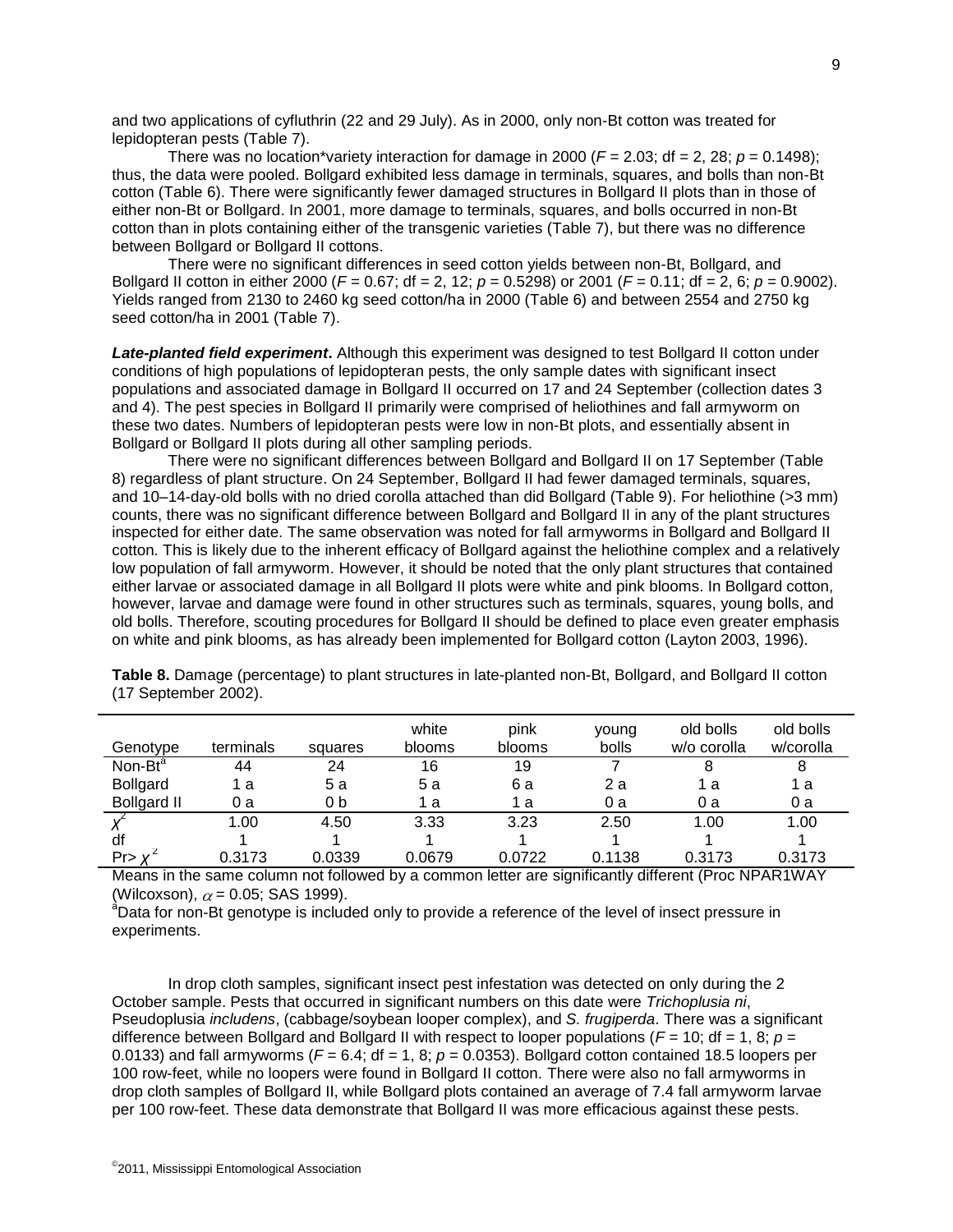and two applications of cyfluthrin (22 and 29 July). As in 2000, only non-Bt cotton was treated for lepidopteran pests (Table 7).

There was no location*variety interaction for damage in 2000 ($F$ = 2.03; df = 2, 28; $p$ = 0.1498); thus, the data were pooled. Bollgard exhibited less damage in terminals, squares, and bolls than non-Bt cotton (Table 6). There were significantly fewer damaged structures in Bollgard II plots than in those of either non-Bt or Bollgard. In 2001, more damage to terminals, squares, and bolls occurred in non-Bt cotton than in plots containing either of the transgenic varieties (Table 7), but there was no difference between Bollgard or Bollgard II cottons.

There were no significant differences in seed cotton yields between non-Bt, Bollgard, and Bollgard II cotton in either 2000 ($F$ = 0.67; df = 2, 12; $p$ = 0.5298) or 2001 ($F$ = 0.11; df = 2, 6; $p$ = 0.9002). Yields ranged from 2130 to 2460 kg seed cotton/ha in 2000 (Table 6) and between 2554 and 2750 kg seed cotton/ha in 2001 (Table 7).

***Late-planted field experiment*.** Although this experiment was designed to test Bollgard II cotton under conditions of high populations of lepidopteran pests, the only sample dates with significant insect populations and associated damage in Bollgard II occurred on 17 and 24 September (collection dates 3 and 4). The pest species in Bollgard II primarily were comprised of heliothines and fall armyworm on these two dates. Numbers of lepidopteran pests were low in non-Bt plots, and essentially absent in Bollgard or Bollgard II plots during all other sampling periods.

There were no significant differences between Bollgard and Bollgard II on 17 September (Table 8) regardless of plant structure. On 24 September, Bollgard II had fewer damaged terminals, squares, and 10–14-day-old bolls with no dried corolla attached than did Bollgard (Table 9). For heliothine (>3 mm) counts, there was no significant difference between Bollgard and Bollgard II in any of the plant structures inspected for either date. The same observation was noted for fall armyworms in Bollgard and Bollgard II cotton. This is likely due to the inherent efficacy of Bollgard against the heliothine complex and a relatively low population of fall armyworm. However, it should be noted that the only plant structures that contained either larvae or associated damage in all Bollgard II plots were white and pink blooms. In Bollgard cotton, however, larvae and damage were found in other structures such as terminals, squares, young bolls, and old bolls. Therefore, scouting procedures for Bollgard II should be defined to place even greater emphasis on white and pink blooms, as has already been implemented for Bollgard cotton (Layton 2003, 1996).

**Table 8.** Damage (percentage) to plant structures in late-planted non-Bt, Bollgard, and Bollgard II cotton (17 September 2002).

| Genotype | terminals | squares | white blooms | pink blooms | young bolls | old bolls w/o corolla | old bolls w/corolla |
|---|---|---|---|---|---|---|---|
| Non-Bt[a] | 44 | 24 | 16 | 19 | 7 | 8 | 8 |
| Bollgard | 1 a | 5 a | 5 a | 6 a | 2 a | 1 a | 1 a |
| Bollgard II | 0 a | 0 b | 1 a | 1 a | 0 a | 0 a | 0 a |
| $\chi^2$ | 1.00 | 4.50 | 3.33 | 3.23 | 2.50 | 1.00 | 1.00 |
| df | 1 | 1 | 1 | 1 | 1 | 1 | 1 |
| Pr> $\chi^2$ | 0.3173 | 0.0339 | 0.0679 | 0.0722 | 0.1138 | 0.3173 | 0.3173 |

Means in the same column not followed by a common letter are significantly different (Proc NPAR1WAY (Wilcoxson), $\alpha$ = 0.05; SAS 1999).

[a]Data for non-Bt genotype is included only to provide a reference of the level of insect pressure in experiments.

In drop cloth samples, significant insect pest infestation was detected on only during the 2 October sample. Pests that occurred in significant numbers on this date were *Trichoplusia ni*, Pseudoplusia *includens*, (cabbage/soybean looper complex), and *S. frugiperda*. There was a significant difference between Bollgard and Bollgard II with respect to looper populations ($F$ = 10; df = 1, 8; $p$ = 0.0133) and fall armyworms ($F$ = 6.4; df = 1, 8; $p$ = 0.0353). Bollgard cotton contained 18.5 loopers per 100 row-feet, while no loopers were found in Bollgard II cotton. There were also no fall armyworms in drop cloth samples of Bollgard II, while Bollgard plots contained an average of 7.4 fall armyworm larvae per 100 row-feet. These data demonstrate that Bollgard II was more efficacious against these pests.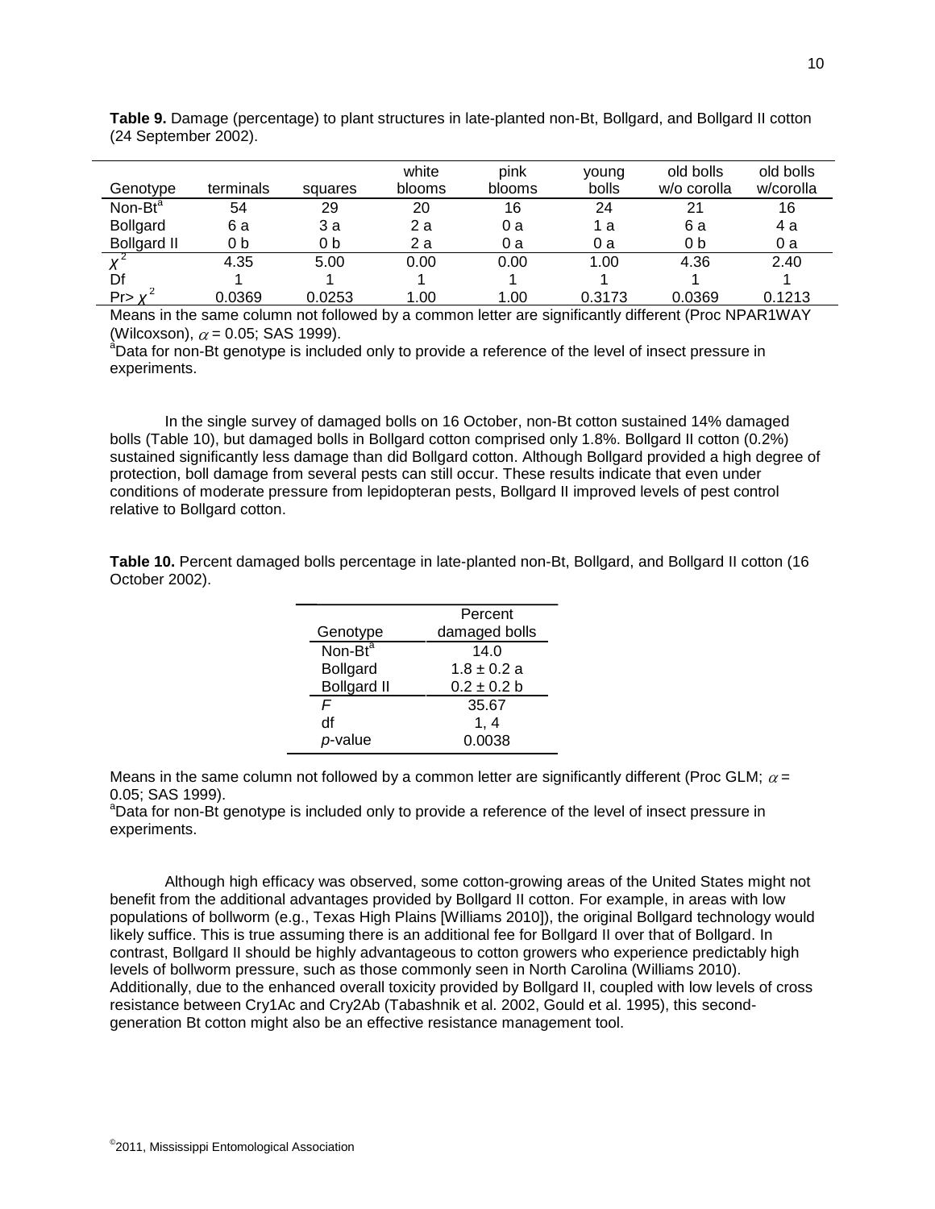**Table 9.** Damage (percentage) to plant structures in late-planted non-Bt, Bollgard, and Bollgard II cotton (24 September 2002).

| Genotype | terminals | squares | white blooms | pink blooms | young bolls | old bolls w/o corolla | old bolls w/corolla |
|---|---|---|---|---|---|---|---|
| Non-Bt[a] | 54 | 29 | 20 | 16 | 24 | 21 | 16 |
| Bollgard | 6 a | 3 a | 2 a | 0 a | 1 a | 6 a | 4 a |
| Bollgard II | 0 b | 0 b | 2 a | 0 a | 0 a | 0 b | 0 a |
| $\chi^2$ | 4.35 | 5.00 | 0.00 | 0.00 | 1.00 | 4.36 | 2.40 |
| Df | 1 | 1 | 1 | 1 | 1 | 1 | 1 |
| Pr> $\chi^2$ | 0.0369 | 0.0253 | 1.00 | 1.00 | 0.3173 | 0.0369 | 0.1213 |

Means in the same column not followed by a common letter are significantly different (Proc NPAR1WAY (Wilcoxson), $\alpha = 0.05$; SAS 1999).
[a]Data for non-Bt genotype is included only to provide a reference of the level of insect pressure in experiments.

In the single survey of damaged bolls on 16 October, non-Bt cotton sustained 14% damaged bolls (Table 10), but damaged bolls in Bollgard cotton comprised only 1.8%. Bollgard II cotton (0.2%) sustained significantly less damage than did Bollgard cotton. Although Bollgard provided a high degree of protection, boll damage from several pests can still occur. These results indicate that even under conditions of moderate pressure from lepidopteran pests, Bollgard II improved levels of pest control relative to Bollgard cotton.

**Table 10.** Percent damaged bolls percentage in late-planted non-Bt, Bollgard, and Bollgard II cotton (16 October 2002).

| Genotype | Percent damaged bolls |
|---|---|
| Non-Bt[a] | 14.0 |
| Bollgard | 1.8 ± 0.2 a |
| Bollgard II | 0.2 ± 0.2 b |
| *F* | 35.67 |
| df | 1, 4 |
| *p*-value | 0.0038 |

Means in the same column not followed by a common letter are significantly different (Proc GLM; $\alpha$ = 0.05; SAS 1999).
[a]Data for non-Bt genotype is included only to provide a reference of the level of insect pressure in experiments.

Although high efficacy was observed, some cotton-growing areas of the United States might not benefit from the additional advantages provided by Bollgard II cotton. For example, in areas with low populations of bollworm (e.g., Texas High Plains [Williams 2010]), the original Bollgard technology would likely suffice. This is true assuming there is an additional fee for Bollgard II over that of Bollgard. In contrast, Bollgard II should be highly advantageous to cotton growers who experience predictably high levels of bollworm pressure, such as those commonly seen in North Carolina (Williams 2010). Additionally, due to the enhanced overall toxicity provided by Bollgard II, coupled with low levels of cross resistance between Cry1Ac and Cry2Ab (Tabashnik et al. 2002, Gould et al. 1995), this second-generation Bt cotton might also be an effective resistance management tool.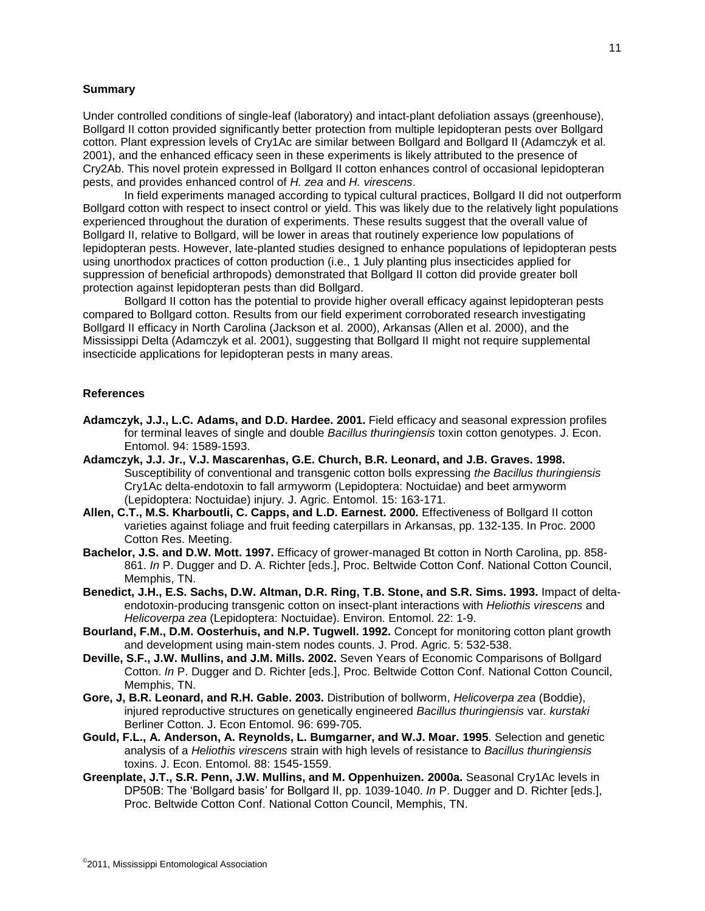**Summary**

Under controlled conditions of single-leaf (laboratory) and intact-plant defoliation assays (greenhouse), Bollgard II cotton provided significantly better protection from multiple lepidopteran pests over Bollgard cotton. Plant expression levels of Cry1Ac are similar between Bollgard and Bollgard II (Adamczyk et al. 2001), and the enhanced efficacy seen in these experiments is likely attributed to the presence of Cry2Ab. This novel protein expressed in Bollgard II cotton enhances control of occasional lepidopteran pests, and provides enhanced control of *H. zea* and *H. virescens*.

In field experiments managed according to typical cultural practices, Bollgard II did not outperform Bollgard cotton with respect to insect control or yield. This was likely due to the relatively light populations experienced throughout the duration of experiments. These results suggest that the overall value of Bollgard II, relative to Bollgard, will be lower in areas that routinely experience low populations of lepidopteran pests. However, late-planted studies designed to enhance populations of lepidopteran pests using unorthodox practices of cotton production (i.e., 1 July planting plus insecticides applied for suppression of beneficial arthropods) demonstrated that Bollgard II cotton did provide greater boll protection against lepidopteran pests than did Bollgard.

Bollgard II cotton has the potential to provide higher overall efficacy against lepidopteran pests compared to Bollgard cotton. Results from our field experiment corroborated research investigating Bollgard II efficacy in North Carolina (Jackson et al. 2000), Arkansas (Allen et al. 2000), and the Mississippi Delta (Adamczyk et al. 2001), suggesting that Bollgard II might not require supplemental insecticide applications for lepidopteran pests in many areas.

**References**

**Adamczyk, J.J., L.C. Adams, and D.D. Hardee. 2001.** Field efficacy and seasonal expression profiles for terminal leaves of single and double *Bacillus thuringiensis* toxin cotton genotypes. J. Econ. Entomol. 94: 1589-1593.

**Adamczyk, J.J. Jr., V.J. Mascarenhas, G.E. Church, B.R. Leonard, and J.B. Graves. 1998.** Susceptibility of conventional and transgenic cotton bolls expressing *the Bacillus thuringiensis* Cry1Ac delta-endotoxin to fall armyworm (Lepidoptera: Noctuidae) and beet armyworm (Lepidoptera: Noctuidae) injury. J. Agric. Entomol. 15: 163-171.

**Allen, C.T., M.S. Kharboutli, C. Capps, and L.D. Earnest. 2000.** Effectiveness of Bollgard II cotton varieties against foliage and fruit feeding caterpillars in Arkansas, pp. 132-135. In Proc. 2000 Cotton Res. Meeting.

**Bachelor, J.S. and D.W. Mott. 1997.** Efficacy of grower-managed Bt cotton in North Carolina, pp. 858-861. *In* P. Dugger and D. A. Richter [eds.], Proc. Beltwide Cotton Conf. National Cotton Council, Memphis, TN.

**Benedict, J.H., E.S. Sachs, D.W. Altman, D.R. Ring, T.B. Stone, and S.R. Sims. 1993.** Impact of delta-endotoxin-producing transgenic cotton on insect-plant interactions with *Heliothis virescens* and *Helicoverpa zea* (Lepidoptera: Noctuidae). Environ. Entomol. 22: 1-9.

**Bourland, F.M., D.M. Oosterhuis, and N.P. Tugwell. 1992.** Concept for monitoring cotton plant growth and development using main-stem nodes counts. J. Prod. Agric. 5: 532-538.

**Deville, S.F., J.W. Mullins, and J.M. Mills. 2002.** Seven Years of Economic Comparisons of Bollgard Cotton. *In* P. Dugger and D. Richter [eds.], Proc. Beltwide Cotton Conf. National Cotton Council, Memphis, TN.

**Gore, J, B.R. Leonard, and R.H. Gable. 2003.** Distribution of bollworm, *Helicoverpa zea* (Boddie), injured reproductive structures on genetically engineered *Bacillus thuringiensis* var. *kurstaki* Berliner Cotton. J. Econ Entomol. 96: 699-705.

**Gould, F.L., A. Anderson, A. Reynolds, L. Bumgarner, and W.J. Moar. 1995**. Selection and genetic analysis of a *Heliothis virescens* strain with high levels of resistance to *Bacillus thuringiensis* toxins. J. Econ. Entomol. 88: 1545-1559.

**Greenplate, J.T., S.R. Penn, J.W. Mullins, and M. Oppenhuizen. 2000a.** Seasonal Cry1Ac levels in DP50B: The 'Bollgard basis' for Bollgard II, pp. 1039-1040. *In* P. Dugger and D. Richter [eds.], Proc. Beltwide Cotton Conf. National Cotton Council, Memphis, TN.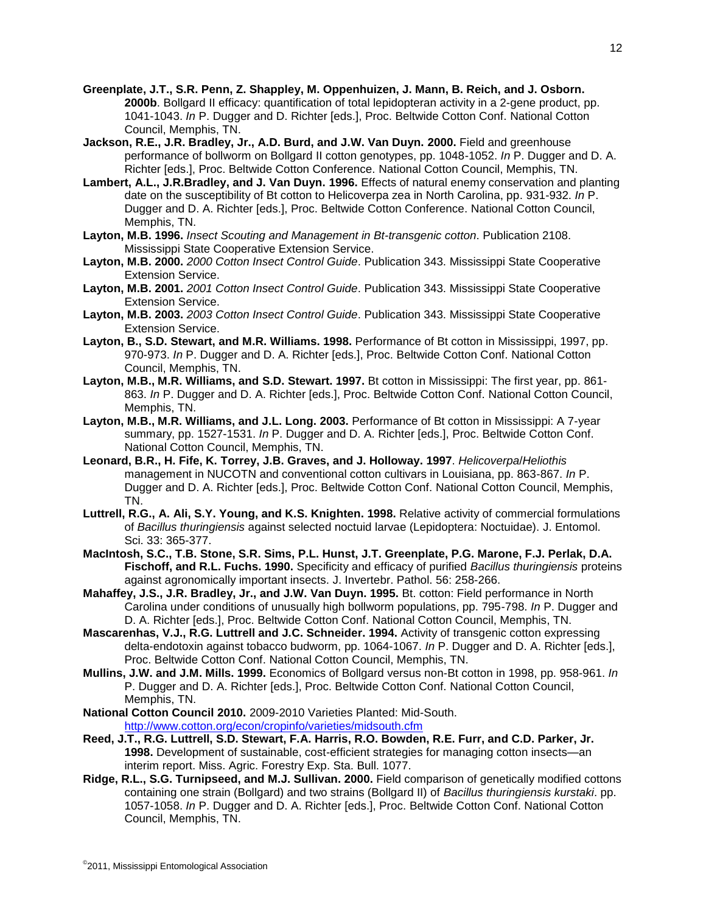**Greenplate, J.T., S.R. Penn, Z. Shappley, M. Oppenhuizen, J. Mann, B. Reich, and J. Osborn. 2000b**. Bollgard II efficacy: quantification of total lepidopteran activity in a 2-gene product, pp. 1041-1043. *In* P. Dugger and D. Richter [eds.], Proc. Beltwide Cotton Conf. National Cotton Council, Memphis, TN.

**Jackson, R.E., J.R. Bradley, Jr., A.D. Burd, and J.W. Van Duyn. 2000.** Field and greenhouse performance of bollworm on Bollgard II cotton genotypes, pp. 1048-1052. *In* P. Dugger and D. A. Richter [eds.], Proc. Beltwide Cotton Conference. National Cotton Council, Memphis, TN.

**Lambert, A.L., J.R.Bradley, and J. Van Duyn. 1996.** Effects of natural enemy conservation and planting date on the susceptibility of Bt cotton to Helicoverpa zea in North Carolina, pp. 931-932. *In* P. Dugger and D. A. Richter [eds.], Proc. Beltwide Cotton Conference. National Cotton Council, Memphis, TN.

**Layton, M.B. 1996.** *Insect Scouting and Management in Bt-transgenic cotton*. Publication 2108. Mississippi State Cooperative Extension Service.

**Layton, M.B. 2000.** *2000 Cotton Insect Control Guide*. Publication 343. Mississippi State Cooperative Extension Service.

**Layton, M.B. 2001.** *2001 Cotton Insect Control Guide*. Publication 343. Mississippi State Cooperative Extension Service.

**Layton, M.B. 2003.** *2003 Cotton Insect Control Guide*. Publication 343. Mississippi State Cooperative Extension Service.

**Layton, B., S.D. Stewart, and M.R. Williams. 1998.** Performance of Bt cotton in Mississippi, 1997, pp. 970-973. *In* P. Dugger and D. A. Richter [eds.], Proc. Beltwide Cotton Conf. National Cotton Council, Memphis, TN.

**Layton, M.B., M.R. Williams, and S.D. Stewart. 1997.** Bt cotton in Mississippi: The first year, pp. 861-863. *In* P. Dugger and D. A. Richter [eds.], Proc. Beltwide Cotton Conf. National Cotton Council, Memphis, TN.

**Layton, M.B., M.R. Williams, and J.L. Long. 2003.** Performance of Bt cotton in Mississippi: A 7-year summary, pp. 1527-1531. *In* P. Dugger and D. A. Richter [eds.], Proc. Beltwide Cotton Conf. National Cotton Council, Memphis, TN.

**Leonard, B.R., H. Fife, K. Torrey, J.B. Graves, and J. Holloway. 1997**. *Helicoverpa*/*Heliothis* management in NUCOTN and conventional cotton cultivars in Louisiana, pp. 863-867. *In* P. Dugger and D. A. Richter [eds.], Proc. Beltwide Cotton Conf. National Cotton Council, Memphis, TN.

**Luttrell, R.G., A. Ali, S.Y. Young, and K.S. Knighten. 1998.** Relative activity of commercial formulations of *Bacillus thuringiensis* against selected noctuid larvae (Lepidoptera: Noctuidae). J. Entomol. Sci. 33: 365-377.

**MacIntosh, S.C., T.B. Stone, S.R. Sims, P.L. Hunst, J.T. Greenplate, P.G. Marone, F.J. Perlak, D.A. Fischoff, and R.L. Fuchs. 1990.** Specificity and efficacy of purified *Bacillus thuringiensis* proteins against agronomically important insects. J. Invertebr. Pathol. 56: 258-266.

**Mahaffey, J.S., J.R. Bradley, Jr., and J.W. Van Duyn. 1995.** Bt. cotton: Field performance in North Carolina under conditions of unusually high bollworm populations, pp. 795-798. *In* P. Dugger and D. A. Richter [eds.], Proc. Beltwide Cotton Conf. National Cotton Council, Memphis, TN.

**Mascarenhas, V.J., R.G. Luttrell and J.C. Schneider. 1994.** Activity of transgenic cotton expressing delta-endotoxin against tobacco budworm, pp. 1064-1067. *In* P. Dugger and D. A. Richter [eds.], Proc. Beltwide Cotton Conf. National Cotton Council, Memphis, TN.

**Mullins, J.W. and J.M. Mills. 1999.** Economics of Bollgard versus non-Bt cotton in 1998, pp. 958-961. *In* P. Dugger and D. A. Richter [eds.], Proc. Beltwide Cotton Conf. National Cotton Council, Memphis, TN.

**National Cotton Council 2010.** 2009-2010 Varieties Planted: Mid-South. http://www.cotton.org/econ/cropinfo/varieties/midsouth.cfm

**Reed, J.T., R.G. Luttrell, S.D. Stewart, F.A. Harris, R.O. Bowden, R.E. Furr, and C.D. Parker, Jr. 1998.** Development of sustainable, cost-efficient strategies for managing cotton insects—an interim report. Miss. Agric. Forestry Exp. Sta. Bull. 1077.

**Ridge, R.L., S.G. Turnipseed, and M.J. Sullivan. 2000.** Field comparison of genetically modified cottons containing one strain (Bollgard) and two strains (Bollgard II) of *Bacillus thuringiensis kurstaki*. pp. 1057-1058. *In* P. Dugger and D. A. Richter [eds.], Proc. Beltwide Cotton Conf. National Cotton Council, Memphis, TN.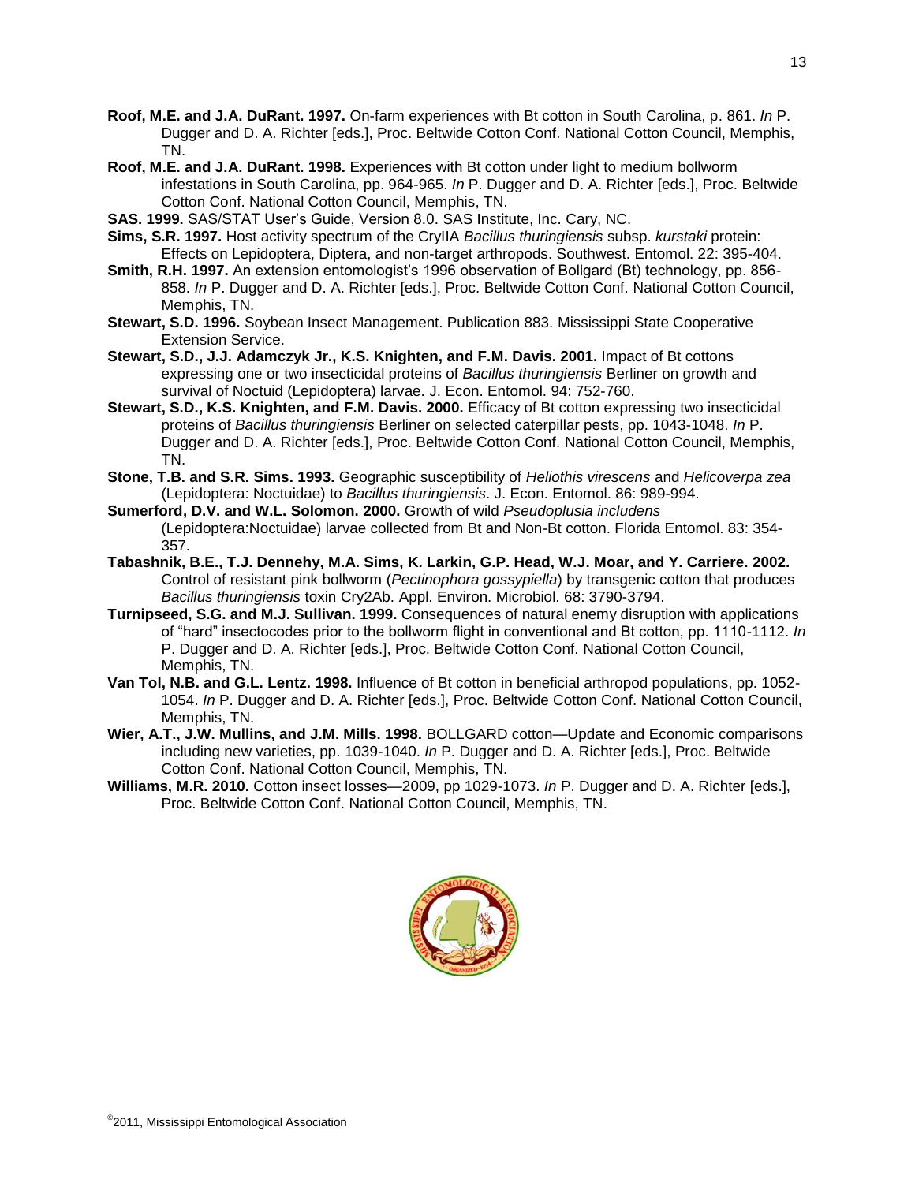**Roof, M.E. and J.A. DuRant. 1997.** On-farm experiences with Bt cotton in South Carolina, p. 861. *In* P. Dugger and D. A. Richter [eds.], Proc. Beltwide Cotton Conf. National Cotton Council, Memphis, TN.

**Roof, M.E. and J.A. DuRant. 1998.** Experiences with Bt cotton under light to medium bollworm infestations in South Carolina, pp. 964-965. *In* P. Dugger and D. A. Richter [eds.], Proc. Beltwide Cotton Conf. National Cotton Council, Memphis, TN.

**SAS. 1999.** SAS/STAT User's Guide, Version 8.0. SAS Institute, Inc. Cary, NC.

**Sims, S.R. 1997.** Host activity spectrum of the CryIIA *Bacillus thuringiensis* subsp. *kurstaki* protein: Effects on Lepidoptera, Diptera, and non-target arthropods. Southwest. Entomol. 22: 395-404.

**Smith, R.H. 1997.** An extension entomologist's 1996 observation of Bollgard (Bt) technology, pp. 856-858. *In* P. Dugger and D. A. Richter [eds.], Proc. Beltwide Cotton Conf. National Cotton Council, Memphis, TN.

**Stewart, S.D. 1996.** Soybean Insect Management. Publication 883. Mississippi State Cooperative Extension Service.

**Stewart, S.D., J.J. Adamczyk Jr., K.S. Knighten, and F.M. Davis. 2001.** Impact of Bt cottons expressing one or two insecticidal proteins of *Bacillus thuringiensis* Berliner on growth and survival of Noctuid (Lepidoptera) larvae. J. Econ. Entomol. 94: 752-760.

**Stewart, S.D., K.S. Knighten, and F.M. Davis. 2000.** Efficacy of Bt cotton expressing two insecticidal proteins of *Bacillus thuringiensis* Berliner on selected caterpillar pests, pp. 1043-1048. *In* P. Dugger and D. A. Richter [eds.], Proc. Beltwide Cotton Conf. National Cotton Council, Memphis, TN.

**Stone, T.B. and S.R. Sims. 1993.** Geographic susceptibility of *Heliothis virescens* and *Helicoverpa zea* (Lepidoptera: Noctuidae) to *Bacillus thuringiensis*. J. Econ. Entomol. 86: 989-994.

**Sumerford, D.V. and W.L. Solomon. 2000.** Growth of wild *Pseudoplusia includens* (Lepidoptera:Noctuidae) larvae collected from Bt and Non-Bt cotton. Florida Entomol. 83: 354-357.

**Tabashnik, B.E., T.J. Dennehy, M.A. Sims, K. Larkin, G.P. Head, W.J. Moar, and Y. Carriere. 2002.** Control of resistant pink bollworm (*Pectinophora gossypiella*) by transgenic cotton that produces *Bacillus thuringiensis* toxin Cry2Ab. Appl. Environ. Microbiol. 68: 3790-3794.

**Turnipseed, S.G. and M.J. Sullivan. 1999.** Consequences of natural enemy disruption with applications of "hard" insectocodes prior to the bollworm flight in conventional and Bt cotton, pp. 1110-1112. *In* P. Dugger and D. A. Richter [eds.], Proc. Beltwide Cotton Conf. National Cotton Council, Memphis, TN.

**Van Tol, N.B. and G.L. Lentz. 1998.** Influence of Bt cotton in beneficial arthropod populations, pp. 1052-1054. *In* P. Dugger and D. A. Richter [eds.], Proc. Beltwide Cotton Conf. National Cotton Council, Memphis, TN.

**Wier, A.T., J.W. Mullins, and J.M. Mills. 1998.** BOLLGARD cotton—Update and Economic comparisons including new varieties, pp. 1039-1040. *In* P. Dugger and D. A. Richter [eds.], Proc. Beltwide Cotton Conf. National Cotton Council, Memphis, TN.

**Williams, M.R. 2010.** Cotton insect losses—2009, pp 1029-1073. *In* P. Dugger and D. A. Richter [eds.], Proc. Beltwide Cotton Conf. National Cotton Council, Memphis, TN.

©2011, Mississippi Entomological Association